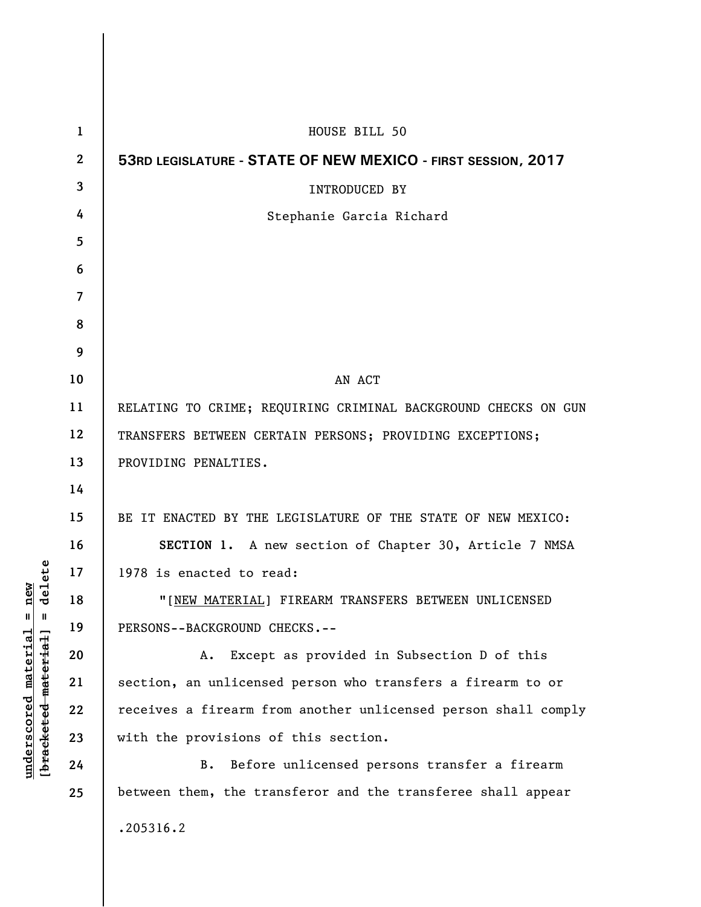HOUSE BILL 50

**53RD LEGISLATURE - STATE OF NEW MEXICO - FIRST SESSION, 2017**

INTRODUCED BY

Stephanie Garcia Richard

AN ACT

RELATING TO CRIME; REQUIRING CRIMINAL BACKGROUND CHECKS ON GUN TRANSFERS BETWEEN CERTAIN PERSONS; PROVIDING EXCEPTIONS; PROVIDING PENALTIES.

BE IT ENACTED BY THE LEGISLATURE OF THE STATE OF NEW MEXICO:

**SECTION 1.** A new section of Chapter 30, Article 7 NMSA 1978 is enacted to read:

"[NEW MATERIAL] FIREARM TRANSFERS BETWEEN UNLICENSED PERSONS--BACKGROUND CHECKS.--

A. Except as provided in Subsection D of this section, an unlicensed person who transfers a firearm to or receives a firearm from another unlicensed person shall comply with the provisions of this section.

B. Before unlicensed persons transfer a firearm between them, the transferor and the transferee shall appear

.205316.2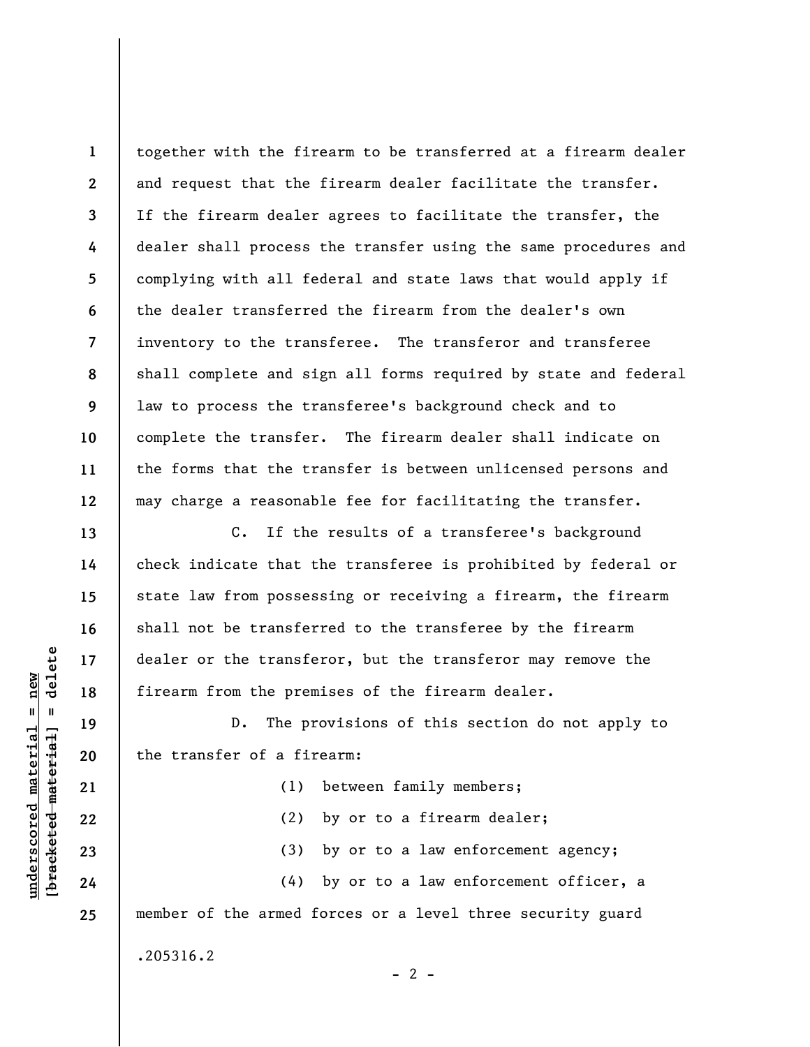together with the firearm to be transferred at a firearm dealer and request that the firearm dealer facilitate the transfer. If the firearm dealer agrees to facilitate the transfer, the dealer shall process the transfer using the same procedures and complying with all federal and state laws that would apply if the dealer transferred the firearm from the dealer's own inventory to the transferee. The transferor and transferee shall complete and sign all forms required by state and federal law to process the transferee's background check and to complete the transfer. The firearm dealer shall indicate on the forms that the transfer is between unlicensed persons and may charge a reasonable fee for facilitating the transfer.

C. If the results of a transferee's background check indicate that the transferee is prohibited by federal or state law from possessing or receiving a firearm, the firearm shall not be transferred to the transferee by the firearm dealer or the transferor, but the transferor may remove the firearm from the premises of the firearm dealer.

D. The provisions of this section do not apply to the transfer of a firearm:

(1) between family members;

(2) by or to a firearm dealer;

(3) by or to a law enforcement agency;

(4) by or to a law enforcement officer, a member of the armed forces or a level three security guard

.205316.2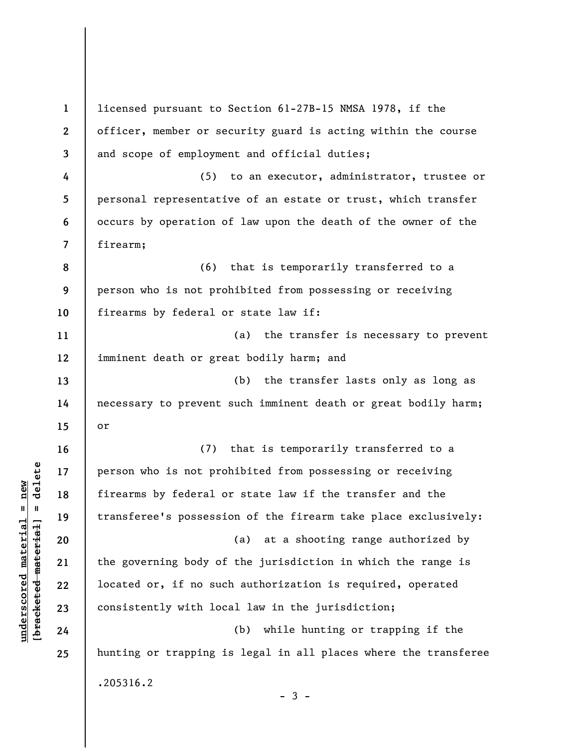licensed pursuant to Section 61-27B-15 NMSA 1978, if the officer, member or security guard is acting within the course and scope of employment and official duties;

(5) to an executor, administrator, trustee or personal representative of an estate or trust, which transfer occurs by operation of law upon the death of the owner of the firearm;

(6) that is temporarily transferred to a person who is not prohibited from possessing or receiving firearms by federal or state law if:

(a) the transfer is necessary to prevent imminent death or great bodily harm; and

(b) the transfer lasts only as long as necessary to prevent such imminent death or great bodily harm; or

(7) that is temporarily transferred to a person who is not prohibited from possessing or receiving firearms by federal or state law if the transfer and the transferee's possession of the firearm take place exclusively:

(a) at a shooting range authorized by the governing body of the jurisdiction in which the range is located or, if no such authorization is required, operated consistently with local law in the jurisdiction;

(b) while hunting or trapping if the hunting or trapping is legal in all places where the transferee

.205316.2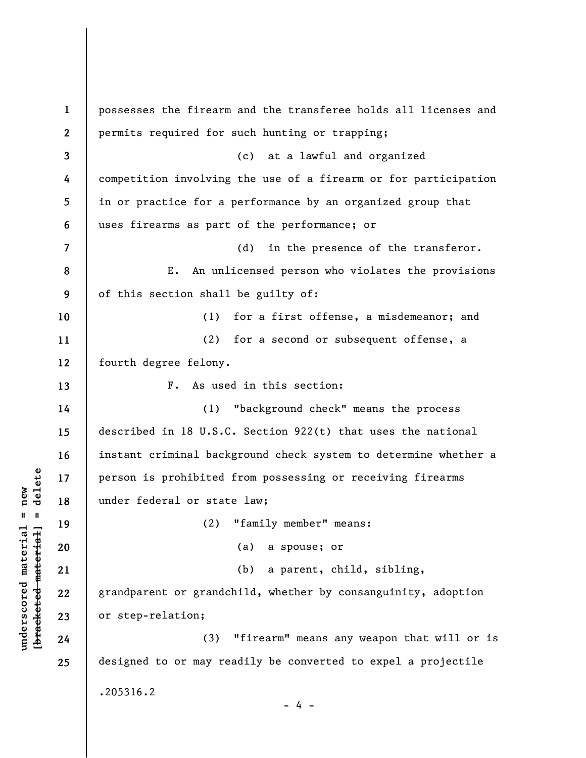possesses the firearm and the transferee holds all licenses and permits required for such hunting or trapping;

(c) at a lawful and organized competition involving the use of a firearm or for participation in or practice for a performance by an organized group that uses firearms as part of the performance; or

(d) in the presence of the transferor.

E. An unlicensed person who violates the provisions of this section shall be guilty of:

(1) for a first offense, a misdemeanor; and

(2) for a second or subsequent offense, a fourth degree felony.

F. As used in this section:

(1) "background check" means the process described in 18 U.S.C. Section 922(t) that uses the national instant criminal background check system to determine whether a person is prohibited from possessing or receiving firearms under federal or state law;

(2) "family member" means:

(a) a spouse; or

(b) a parent, child, sibling, grandparent or grandchild, whether by consanguinity, adoption or step-relation;

(3) "firearm" means any weapon that will or is designed to or may readily be converted to expel a projectile

.205316.2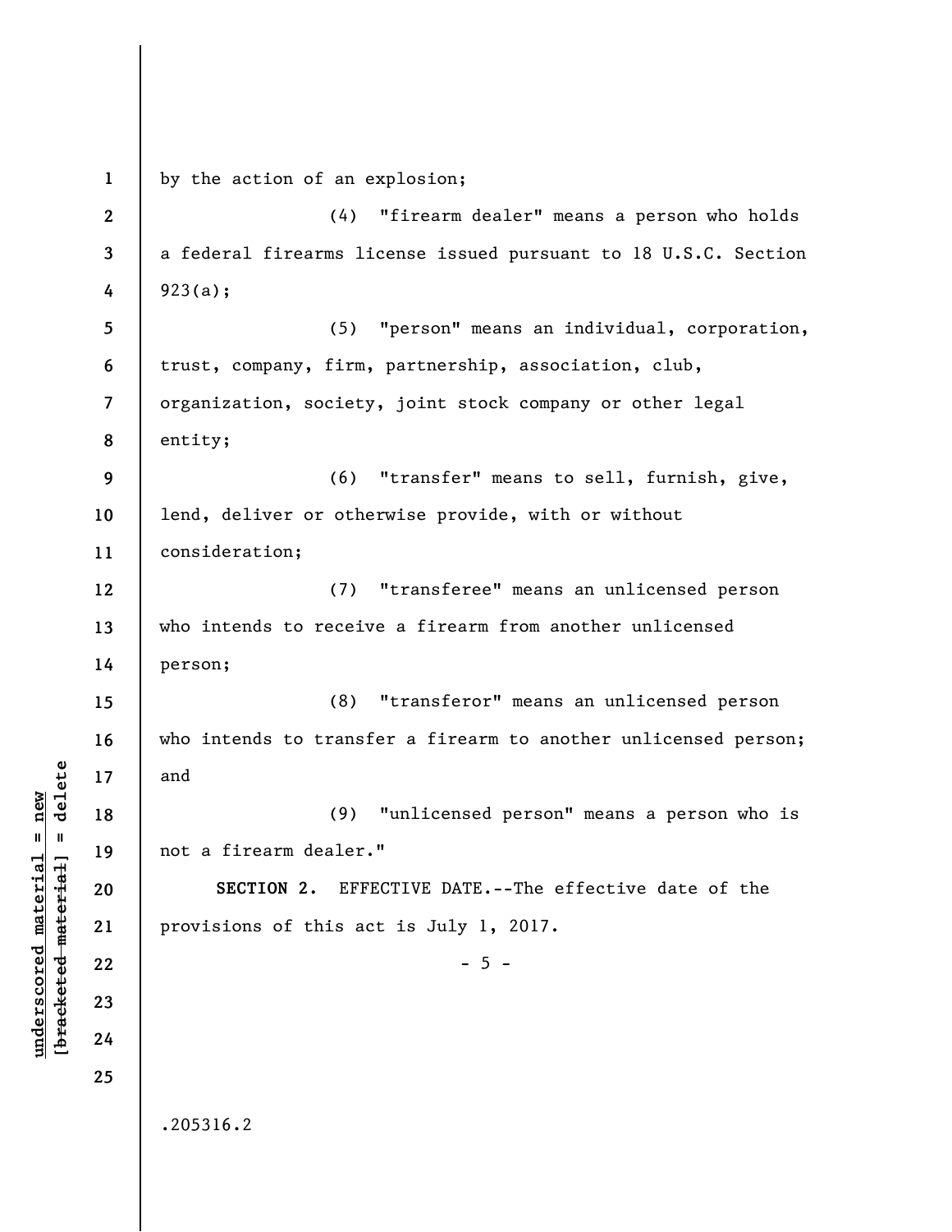by the action of an explosion;

(4) "firearm dealer" means a person who holds a federal firearms license issued pursuant to 18 U.S.C. Section 923(a);

(5) "person" means an individual, corporation, trust, company, firm, partnership, association, club, organization, society, joint stock company or other legal entity;

(6) "transfer" means to sell, furnish, give, lend, deliver or otherwise provide, with or without consideration;

(7) "transferee" means an unlicensed person who intends to receive a firearm from another unlicensed person;

(8) "transferor" means an unlicensed person who intends to transfer a firearm to another unlicensed person; and

(9) "unlicensed person" means a person who is not a firearm dealer."

**SECTION 2.** EFFECTIVE DATE.--The effective date of the provisions of this act is July 1, 2017.

.205316.2